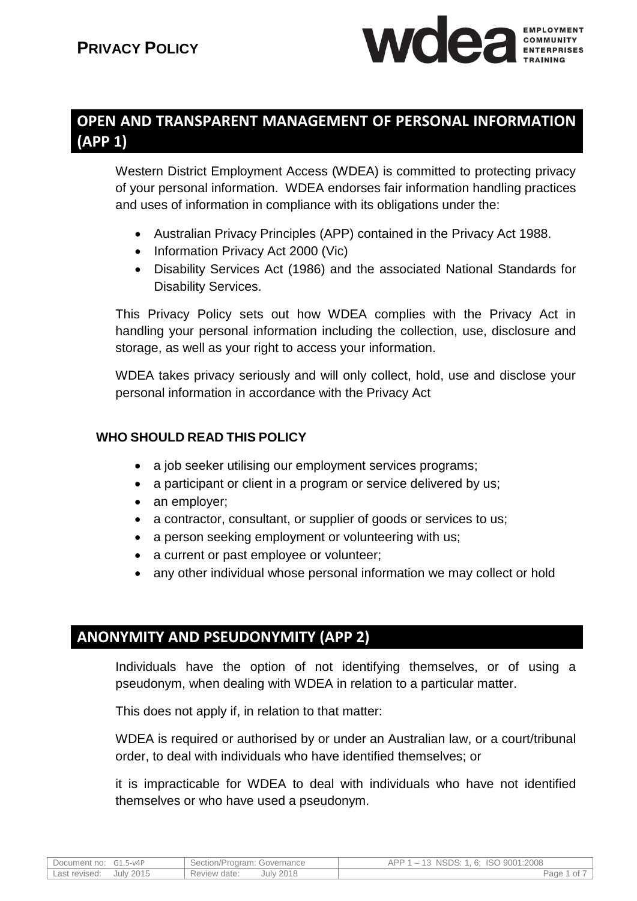# PRIVACY POLICY

## OPEN AND TRANSPARENT MANAGEMENT OF PERSONAL INFORMATION (APP 1)

Western District Employment Access (WDEA) is committed to protecting privacy of your personal information. WDEA endorses fair information handling practices and uses of information in compliance with its obligations under the:

- Australian Privacy Principles (APP) contained in the Privacy Act 1988.
- Information Privacy Act 2000 (Vic)
- Disability Services Act (1986) and the associated National Standards for Disability Services.

This Privacy Policy sets out how WDEA complies with the Privacy Act in handling your personal information including the collection, use, disclosure and storage, as well as your right to access your information.

WDEA takes privacy seriously and will only collect, hold, use and disclose your personal information in accordance with the Privacy Act

### WHO SHOULD READ THIS POLICY

- a job seeker utilising our employment services programs;
- a participant or client in a program or service delivered by us;
- an employer;
- a contractor, consultant, or supplier of goods or services to us;
- a person seeking employment or volunteering with us;
- a current or past employee or volunteer;
- any other individual whose personal information we may collect or hold

## ANONYMITY AND PSEUDONYMITY (APP 2)

Individuals have the option of not identifying themselves, or of using a pseudonym, when dealing with WDEA in relation to a particular matter.

This does not apply if, in relation to that matter:

WDEA is required or authorised by or under an Australian law, or a court/tribunal order, to deal with individuals who have identified themselves; or

it is impracticable for WDEA to deal with individuals who have not identified themselves or who have used a pseudonym.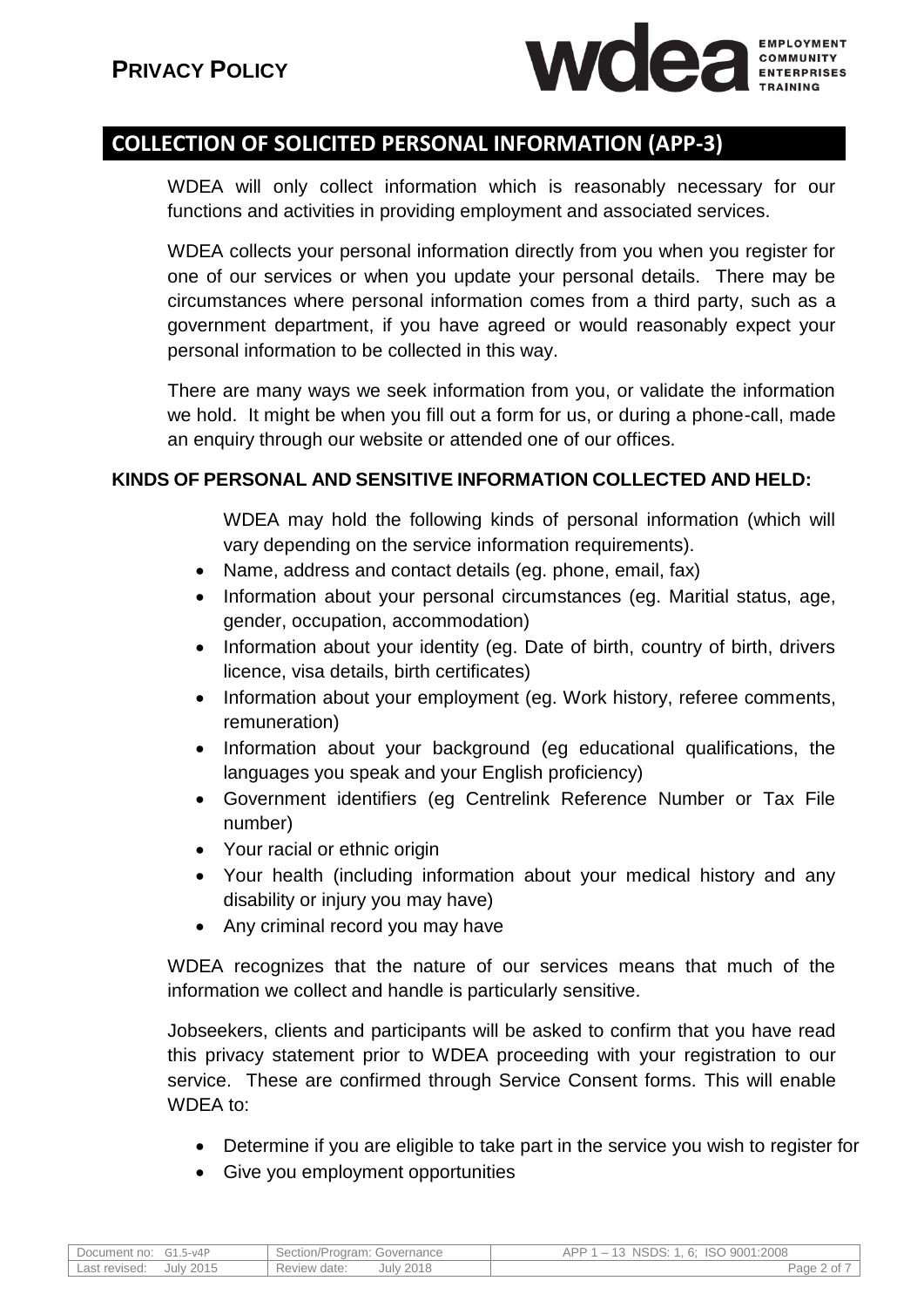## COLLECTION OF SOLICITED PERSONAL INFORMATION (APP-3)

WDEA will only collect information which is reasonably necessary for our functions and activities in providing employment and associated services.

WDEA collects your personal information directly from you when you register for one of our services or when you update your personal details. There may be circumstances where personal information comes from a third party, such as a government department, if you have agreed or would reasonably expect your personal information to be collected in this way.

There are many ways we seek information from you, or validate the information we hold. It might be when you fill out a form for us, or during a phone-call, made an enquiry through our website or attended one of our offices.

### KINDS OF PERSONAL AND SENSITIVE INFORMATION COLLECTED AND HELD:

WDEA may hold the following kinds of personal information (which will vary depending on the service information requirements).

- Name, address and contact details (eg. phone, email, fax)
- Information about your personal circumstances (eg. Maritial status, age, gender, occupation, accommodation)
- Information about your identity (eg. Date of birth, country of birth, drivers licence, visa details, birth certificates)
- Information about your employment (eg. Work history, referee comments, remuneration)
- Information about your background (eg educational qualifications, the languages you speak and your English proficiency)
- Government identifiers (eg Centrelink Reference Number or Tax File number)
- Your racial or ethnic origin
- Your health (including information about your medical history and any disability or injury you may have)
- Any criminal record you may have

WDEA recognizes that the nature of our services means that much of the information we collect and handle is particularly sensitive.

Jobseekers, clients and participants will be asked to confirm that you have read this privacy statement prior to WDEA proceeding with your registration to our service. These are confirmed through Service Consent forms. This will enable WDEA to:

- Determine if you are eligible to take part in the service you wish to register for
- Give you employment opportunities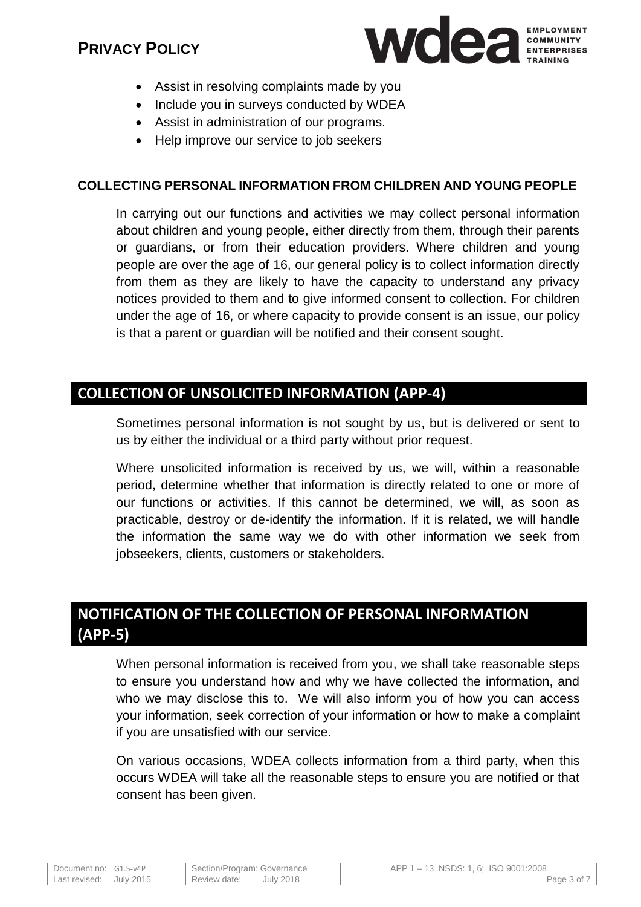- Assist in resolving complaints made by you
- Include you in surveys conducted by WDEA
- Assist in administration of our programs.
- Help improve our service to job seekers

### COLLECTING PERSONAL INFORMATION FROM CHILDREN AND YOUNG PEOPLE

In carrying out our functions and activities we may collect personal information about children and young people, either directly from them, through their parents or guardians, or from their education providers. Where children and young people are over the age of 16, our general policy is to collect information directly from them as they are likely to have the capacity to understand any privacy notices provided to them and to give informed consent to collection. For children under the age of 16, or where capacity to provide consent is an issue, our policy is that a parent or guardian will be notified and their consent sought.

## COLLECTION OF UNSOLICITED INFORMATION (APP-4)

Sometimes personal information is not sought by us, but is delivered or sent to us by either the individual or a third party without prior request.

Where unsolicited information is received by us, we will, within a reasonable period, determine whether that information is directly related to one or more of our functions or activities. If this cannot be determined, we will, as soon as practicable, destroy or de-identify the information. If it is related, we will handle the information the same way we do with other information we seek from jobseekers, clients, customers or stakeholders.

## NOTIFICATION OF THE COLLECTION OF PERSONAL INFORMATION (APP-5)

When personal information is received from you, we shall take reasonable steps to ensure you understand how and why we have collected the information, and who we may disclose this to. We will also inform you of how you can access your information, seek correction of your information or how to make a complaint if you are unsatisfied with our service.

On various occasions, WDEA collects information from a third party, when this occurs WDEA will take all the reasonable steps to ensure you are notified or that consent has been given.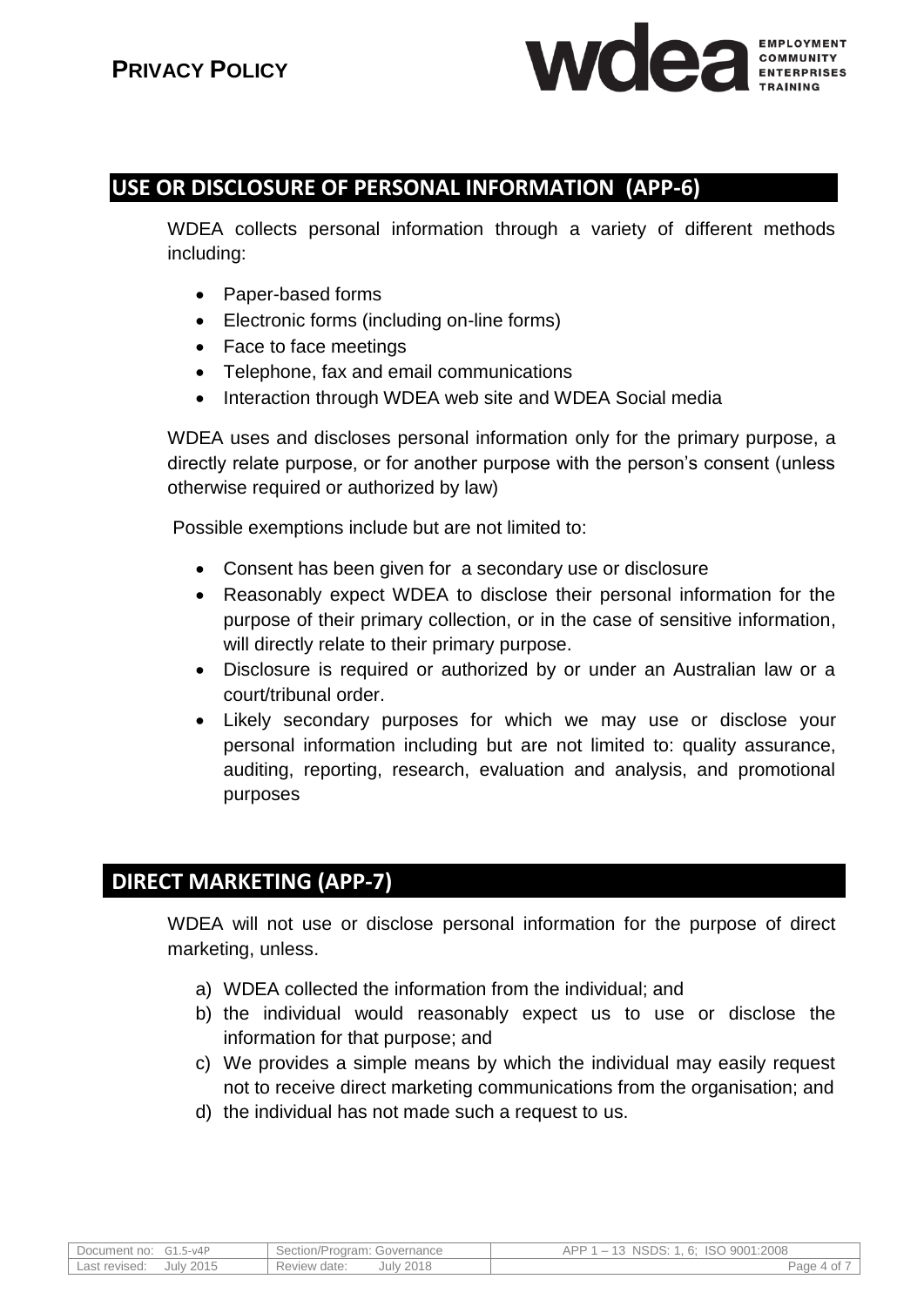## USE OR DISCLOSURE OF PERSONAL INFORMATION (APP-6)

WDEA collects personal information through a variety of different methods including:

- Paper-based forms
- Electronic forms (including on-line forms)
- Face to face meetings
- Telephone, fax and email communications
- Interaction through WDEA web site and WDEA Social media

WDEA uses and discloses personal information only for the primary purpose, a directly relate purpose, or for another purpose with the person's consent (unless otherwise required or authorized by law)

Possible exemptions include but are not limited to:

- Consent has been given for a secondary use or disclosure
- Reasonably expect WDEA to disclose their personal information for the purpose of their primary collection, or in the case of sensitive information, will directly relate to their primary purpose.
- Disclosure is required or authorized by or under an Australian law or a court/tribunal order.
- Likely secondary purposes for which we may use or disclose your personal information including but are not limited to: quality assurance, auditing, reporting, research, evaluation and analysis, and promotional purposes

## DIRECT MARKETING (APP-7)

WDEA will not use or disclose personal information for the purpose of direct marketing, unless.

a) WDEA collected the information from the individual; and
b) the individual would reasonably expect us to use or disclose the information for that purpose; and
c) We provides a simple means by which the individual may easily request not to receive direct marketing communications from the organisation; and
d) the individual has not made such a request to us.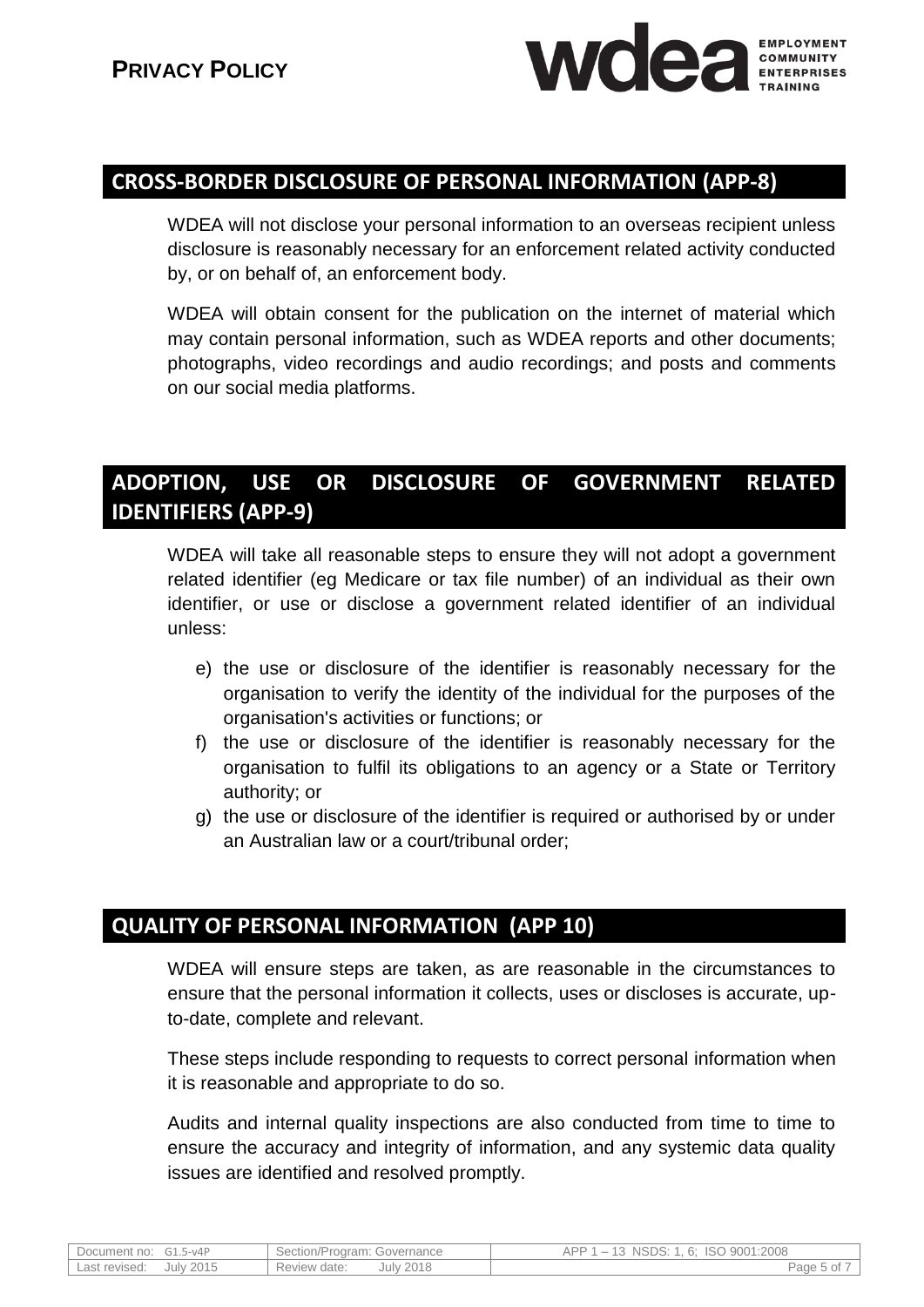## CROSS-BORDER DISCLOSURE OF PERSONAL INFORMATION (APP-8)

WDEA will not disclose your personal information to an overseas recipient unless disclosure is reasonably necessary for an enforcement related activity conducted by, or on behalf of, an enforcement body.

WDEA will obtain consent for the publication on the internet of material which may contain personal information, such as WDEA reports and other documents; photographs, video recordings and audio recordings; and posts and comments on our social media platforms.

## ADOPTION, USE OR DISCLOSURE OF GOVERNMENT RELATED IDENTIFIERS (APP-9)

WDEA will take all reasonable steps to ensure they will not adopt a government related identifier (eg Medicare or tax file number) of an individual as their own identifier, or use or disclose a government related identifier of an individual unless:

e) the use or disclosure of the identifier is reasonably necessary for the organisation to verify the identity of the individual for the purposes of the organisation's activities or functions; or

f) the use or disclosure of the identifier is reasonably necessary for the organisation to fulfil its obligations to an agency or a State or Territory authority; or

g) the use or disclosure of the identifier is required or authorised by or under an Australian law or a court/tribunal order;

## QUALITY OF PERSONAL INFORMATION (APP 10)

WDEA will ensure steps are taken, as are reasonable in the circumstances to ensure that the personal information it collects, uses or discloses is accurate, up-to-date, complete and relevant.

These steps include responding to requests to correct personal information when it is reasonable and appropriate to do so.

Audits and internal quality inspections are also conducted from time to time to ensure the accuracy and integrity of information, and any systemic data quality issues are identified and resolved promptly.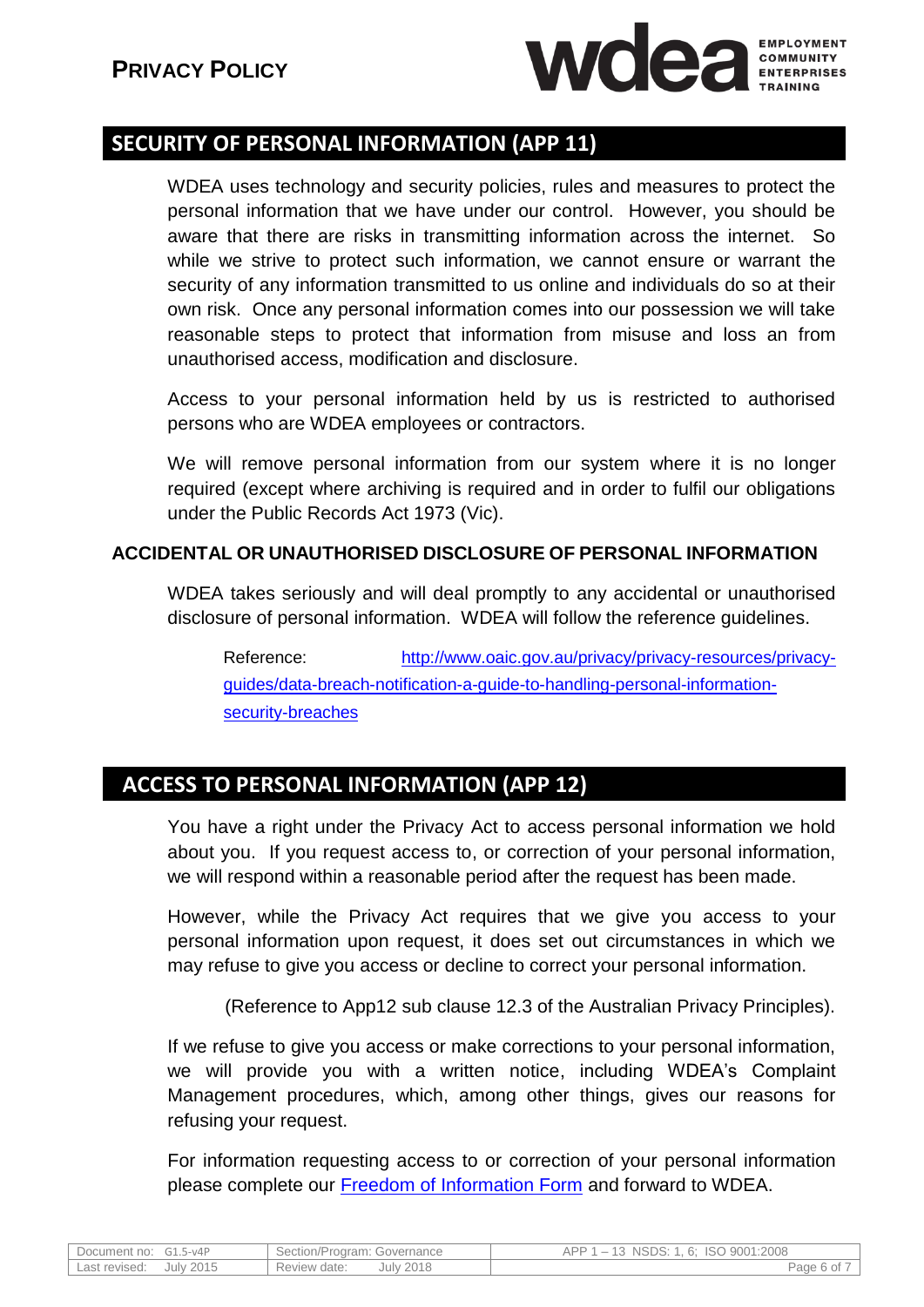## SECURITY OF PERSONAL INFORMATION (APP 11)

WDEA uses technology and security policies, rules and measures to protect the personal information that we have under our control. However, you should be aware that there are risks in transmitting information across the internet. So while we strive to protect such information, we cannot ensure or warrant the security of any information transmitted to us online and individuals do so at their own risk. Once any personal information comes into our possession we will take reasonable steps to protect that information from misuse and loss an from unauthorised access, modification and disclosure.

Access to your personal information held by us is restricted to authorised persons who are WDEA employees or contractors.

We will remove personal information from our system where it is no longer required (except where archiving is required and in order to fulfil our obligations under the Public Records Act 1973 (Vic).

### ACCIDENTAL OR UNAUTHORISED DISCLOSURE OF PERSONAL INFORMATION

WDEA takes seriously and will deal promptly to any accidental or unauthorised disclosure of personal information. WDEA will follow the reference guidelines.

Reference: [http://www.oaic.gov.au/privacy/privacy-resources/privacy-guides/data-breach-notification-a-guide-to-handling-personal-information-security-breaches](http://www.oaic.gov.au/privacy/privacy-resources/privacy-guides/data-breach-notification-a-guide-to-handling-personal-information-security-breaches)

## ACCESS TO PERSONAL INFORMATION (APP 12)

You have a right under the Privacy Act to access personal information we hold about you. If you request access to, or correction of your personal information, we will respond within a reasonable period after the request has been made.

However, while the Privacy Act requires that we give you access to your personal information upon request, it does set out circumstances in which we may refuse to give you access or decline to correct your personal information.

(Reference to App12 sub clause 12.3 of the Australian Privacy Principles).

If we refuse to give you access or make corrections to your personal information, we will provide you with a written notice, including WDEA's Complaint Management procedures, which, among other things, gives our reasons for refusing your request.

For information requesting access to or correction of your personal information please complete our Freedom of Information Form and forward to WDEA.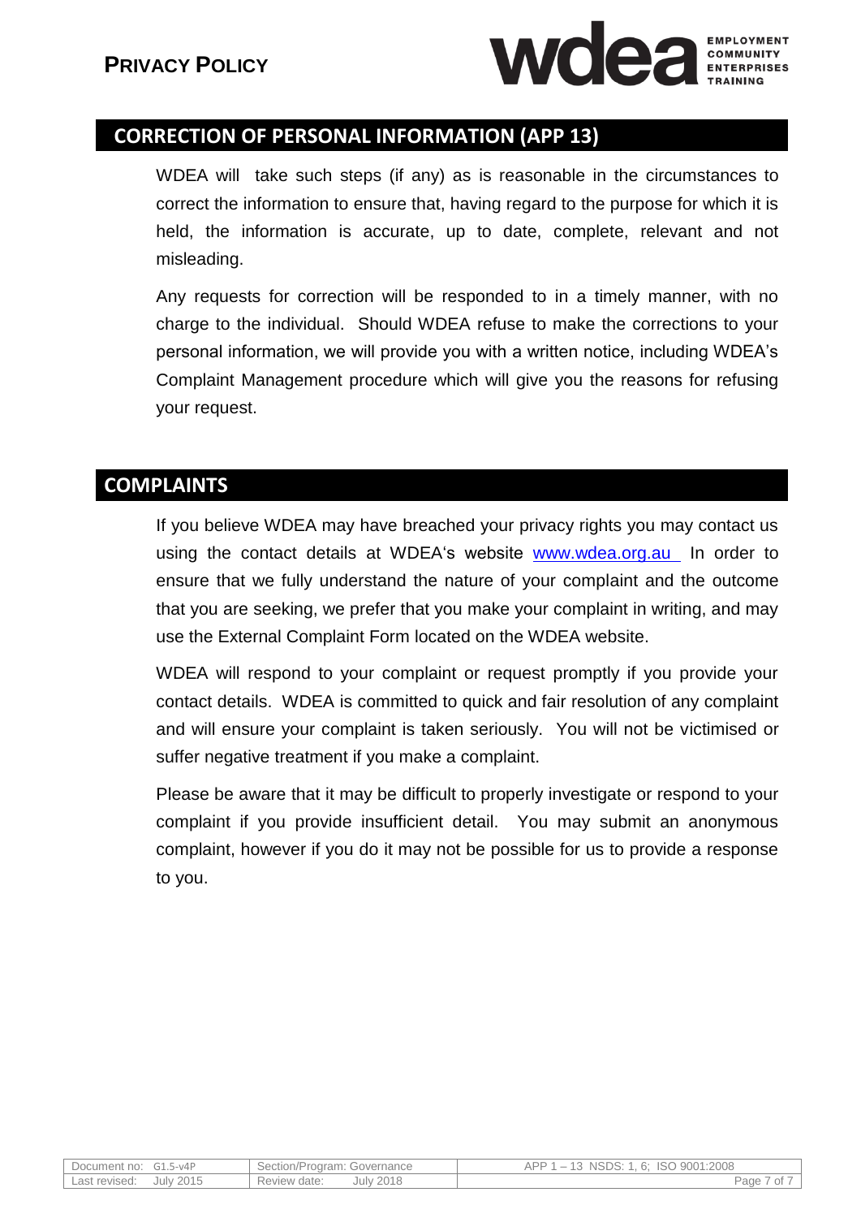## CORRECTION OF PERSONAL INFORMATION (APP 13)

WDEA will take such steps (if any) as is reasonable in the circumstances to correct the information to ensure that, having regard to the purpose for which it is held, the information is accurate, up to date, complete, relevant and not misleading.

Any requests for correction will be responded to in a timely manner, with no charge to the individual. Should WDEA refuse to make the corrections to your personal information, we will provide you with a written notice, including WDEA's Complaint Management procedure which will give you the reasons for refusing your request.

## COMPLAINTS

If you believe WDEA may have breached your privacy rights you may contact us using the contact details at WDEA's website [www.wdea.org.au](http://www.wdea.org.au) In order to ensure that we fully understand the nature of your complaint and the outcome that you are seeking, we prefer that you make your complaint in writing, and may use the External Complaint Form located on the WDEA website.

WDEA will respond to your complaint or request promptly if you provide your contact details. WDEA is committed to quick and fair resolution of any complaint and will ensure your complaint is taken seriously. You will not be victimised or suffer negative treatment if you make a complaint.

Please be aware that it may be difficult to properly investigate or respond to your complaint if you provide insufficient detail. You may submit an anonymous complaint, however if you do it may not be possible for us to provide a response to you.